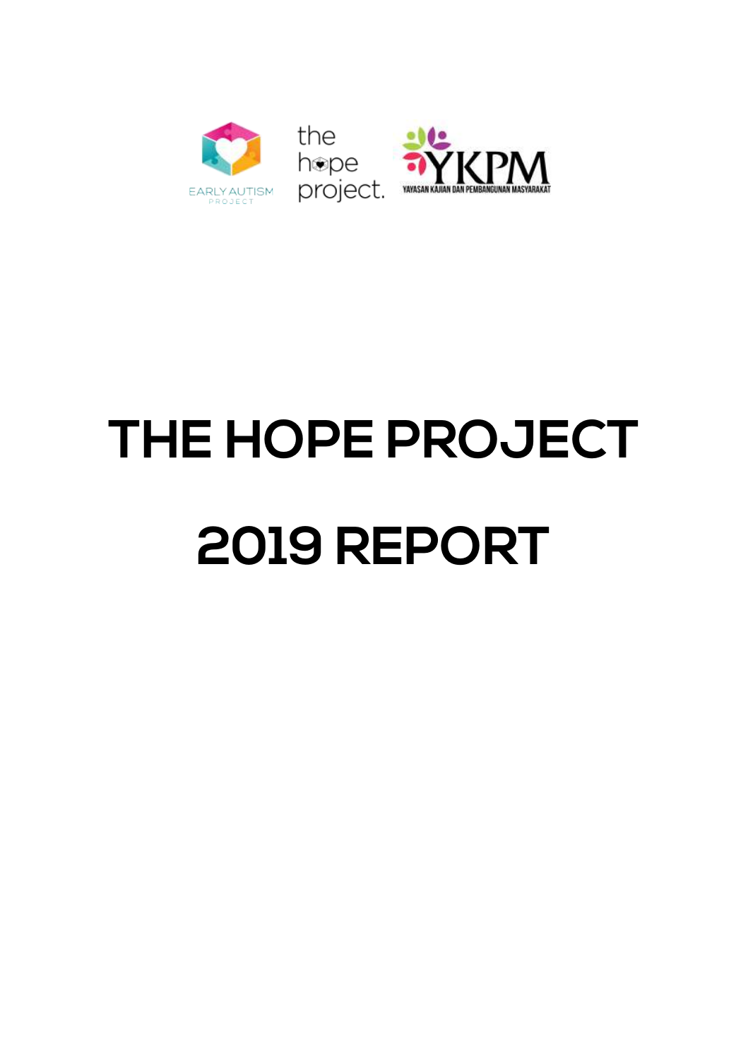# THE HOPE PROJECT

# 2019 REPORT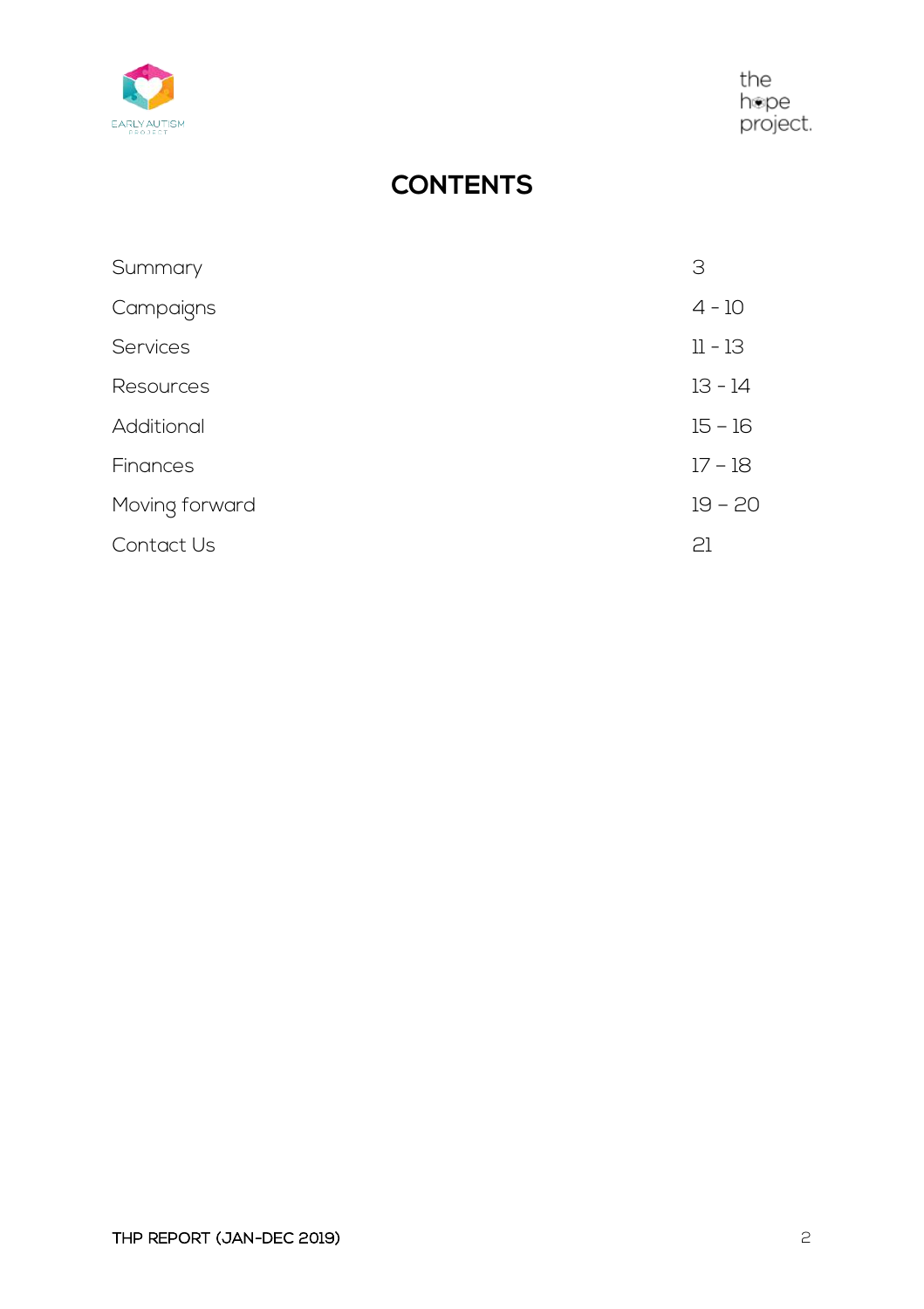# CONTENTS

| | |
|---|---|
| Summary | 3 |
| Campaigns | 4 - 10 |
| Services | 11 - 13 |
| Resources | 13 - 14 |
| Additional | 15 – 16 |
| Finances | 17 – 18 |
| Moving forward | 19 – 20 |
| Contact Us | 21 |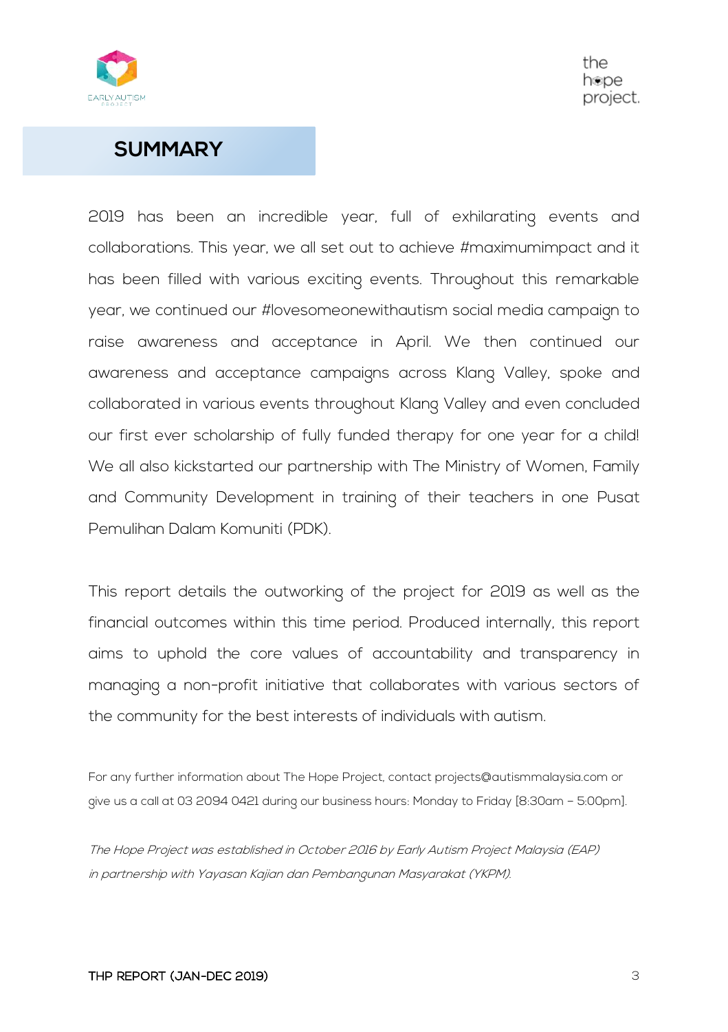# SUMMARY

2019 has been an incredible year, full of exhilarating events and collaborations. This year, we all set out to achieve #maximumimpact and it has been filled with various exciting events. Throughout this remarkable year, we continued our #lovesomeonewithautism social media campaign to raise awareness and acceptance in April. We then continued our awareness and acceptance campaigns across Klang Valley, spoke and collaborated in various events throughout Klang Valley and even concluded our first ever scholarship of fully funded therapy for one year for a child! We all also kickstarted our partnership with The Ministry of Women, Family and Community Development in training of their teachers in one Pusat Pemulihan Dalam Komuniti (PDK).

This report details the outworking of the project for 2019 as well as the financial outcomes within this time period. Produced internally, this report aims to uphold the core values of accountability and transparency in managing a non-profit initiative that collaborates with various sectors of the community for the best interests of individuals with autism.

For any further information about The Hope Project, contact projects@autismmalaysia.com or give us a call at 03 2094 0421 during our business hours: Monday to Friday [8:30am – 5:00pm].

*The Hope Project was established in October 2016 by Early Autism Project Malaysia (EAP) in partnership with Yayasan Kajian dan Pembangunan Masyarakat (YKPM).*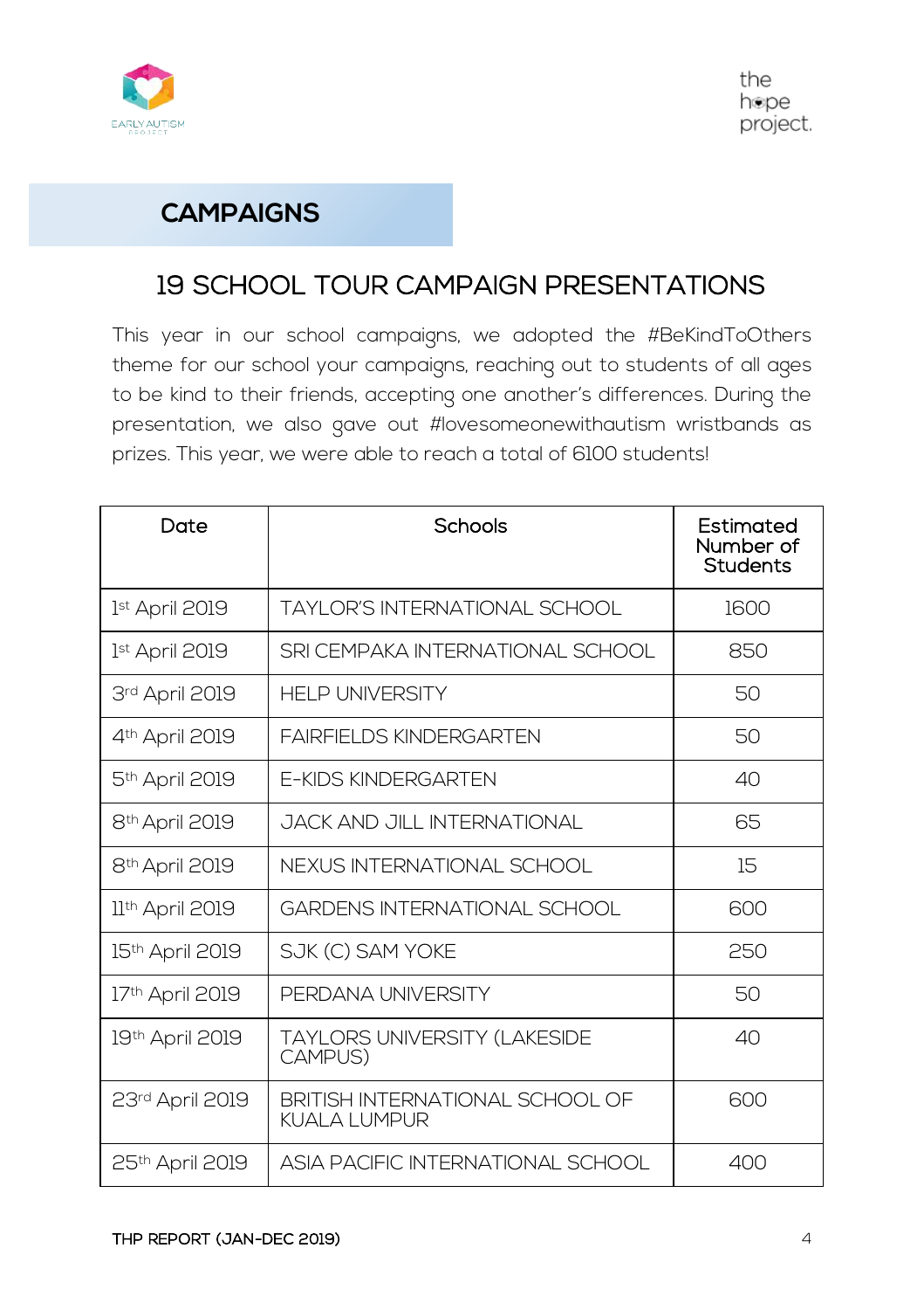## CAMPAIGNS

### 19 SCHOOL TOUR CAMPAIGN PRESENTATIONS

This year in our school campaigns, we adopted the #BeKindToOthers theme for our school your campaigns, reaching out to students of all ages to be kind to their friends, accepting one another's differences. During the presentation, we also gave out #lovesomeonewithautism wristbands as prizes. This year, we were able to reach a total of 6100 students!

| Date | Schools | Estimated Number of Students |
|---|---|---|
| 1st April 2019 | TAYLOR'S INTERNATIONAL SCHOOL | 1600 |
| 1st April 2019 | SRI CEMPAKA INTERNATIONAL SCHOOL | 850 |
| 3rd April 2019 | HELP UNIVERSITY | 50 |
| 4th April 2019 | FAIRFIELDS KINDERGARTEN | 50 |
| 5th April 2019 | E-KIDS KINDERGARTEN | 40 |
| 8th April 2019 | JACK AND JILL INTERNATIONAL | 65 |
| 8th April 2019 | NEXUS INTERNATIONAL SCHOOL | 15 |
| 11th April 2019 | GARDENS INTERNATIONAL SCHOOL | 600 |
| 15th April 2019 | SJK (C) SAM YOKE | 250 |
| 17th April 2019 | PERDANA UNIVERSITY | 50 |
| 19th April 2019 | TAYLORS UNIVERSITY (LAKESIDE CAMPUS) | 40 |
| 23rd April 2019 | BRITISH INTERNATIONAL SCHOOL OF KUALA LUMPUR | 600 |
| 25th April 2019 | ASIA PACIFIC INTERNATIONAL SCHOOL | 400 |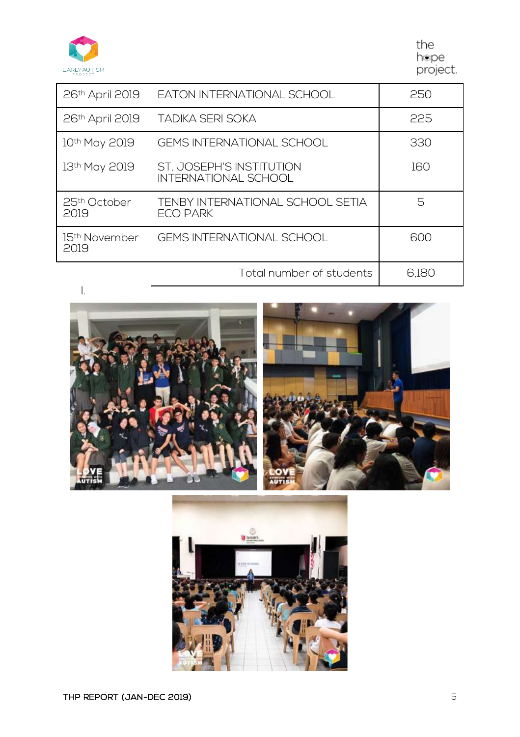| | | |
|---|---|---|
| 26th April 2019 | EATON INTERNATIONAL SCHOOL | 250 |
| 26th April 2019 | TADIKA SERI SOKA | 225 |
| 10th May 2019 | GEMS INTERNATIONAL SCHOOL | 330 |
| 13th May 2019 | ST. JOSEPH'S INSTITUTION INTERNATIONAL SCHOOL | 160 |
| 25th October 2019 | TENBY INTERNATIONAL SCHOOL SETIA ECO PARK | 5 |
| 15th November 2019 | GEMS INTERNATIONAL SCHOOL | 600 |
| | Total number of students | 6,180 |

I.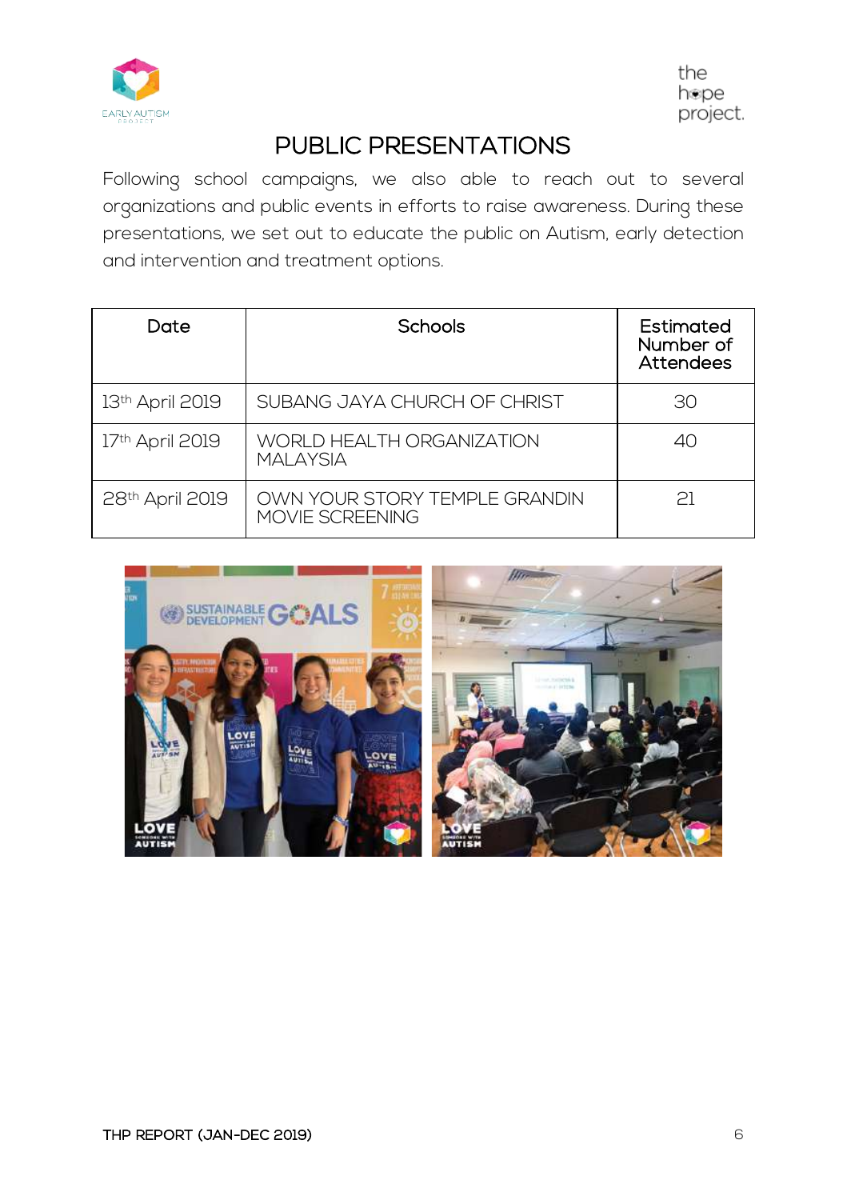# PUBLIC PRESENTATIONS

Following school campaigns, we also able to reach out to several organizations and public events in efforts to raise awareness. During these presentations, we set out to educate the public on Autism, early detection and intervention and treatment options.

| Date | Schools | Estimated Number of Attendees |
|---|---|---|
| 13th April 2019 | SUBANG JAYA CHURCH OF CHRIST | 30 |
| 17th April 2019 | WORLD HEALTH ORGANIZATION MALAYSIA | 40 |
| 28th April 2019 | OWN YOUR STORY TEMPLE GRANDIN MOVIE SCREENING | 21 |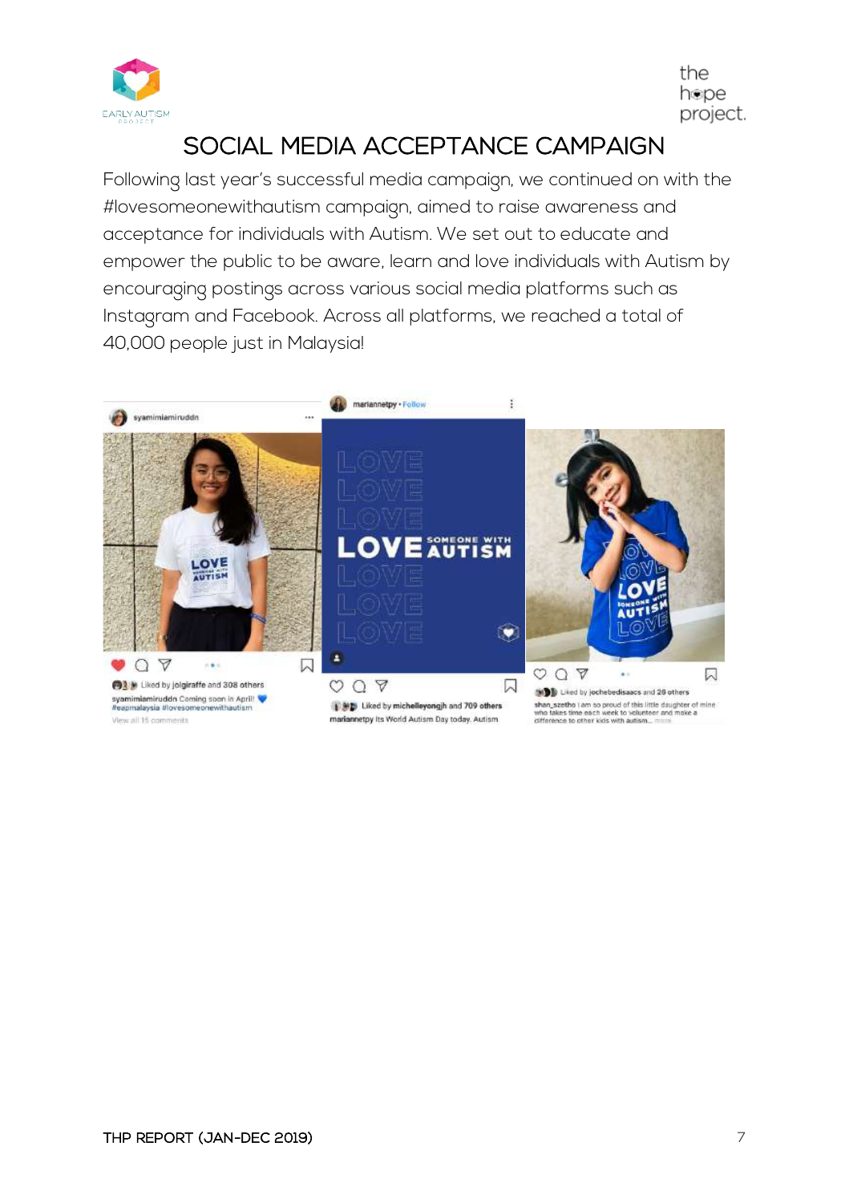# SOCIAL MEDIA ACCEPTANCE CAMPAIGN

Following last year's successful media campaign, we continued on with the #lovesomeonewithautism campaign, aimed to raise awareness and acceptance for individuals with Autism. We set out to educate and empower the public to be aware, learn and love individuals with Autism by encouraging postings across various social media platforms such as Instagram and Facebook. Across all platforms, we reached a total of 40,000 people just in Malaysia!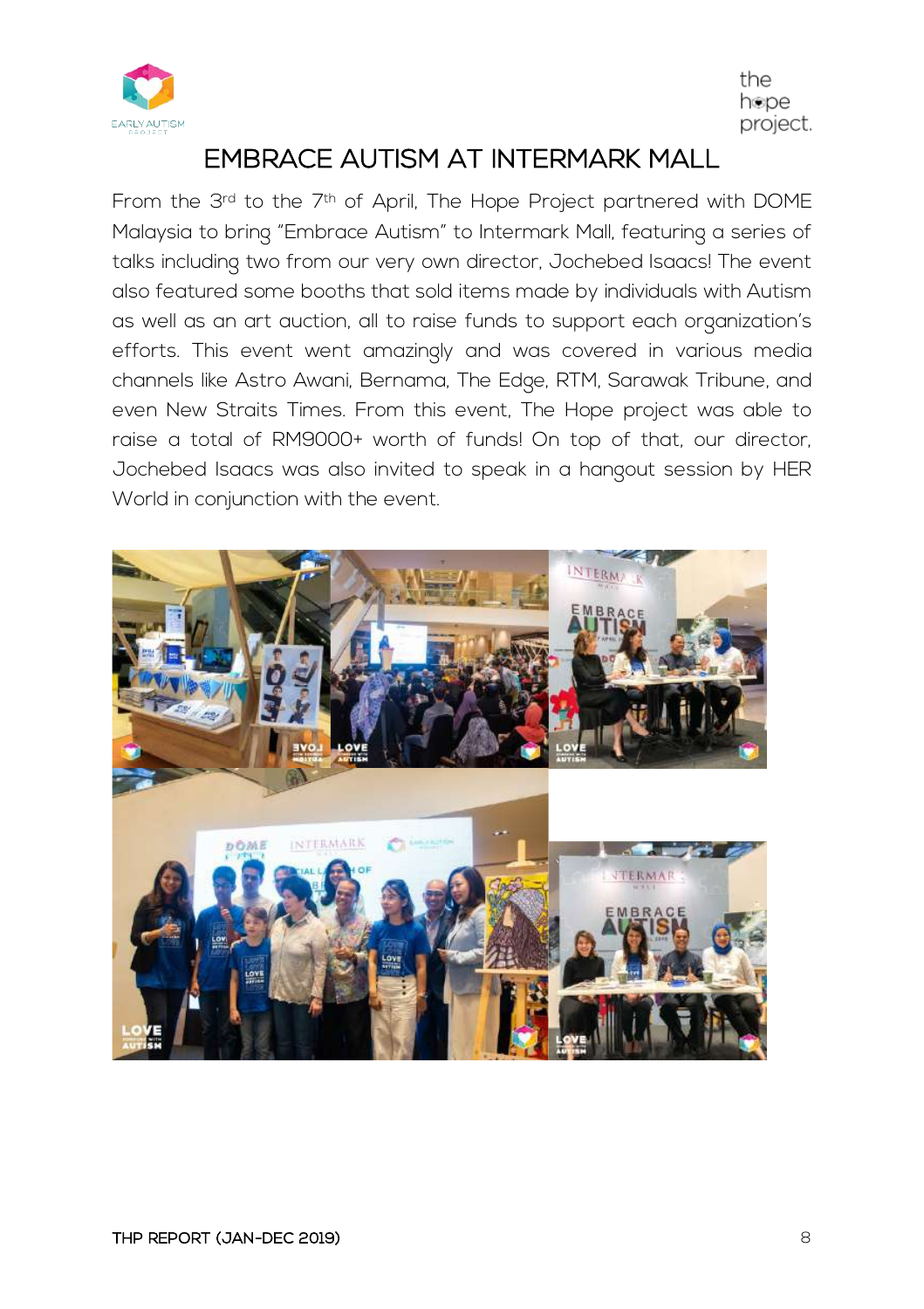# EMBRACE AUTISM AT INTERMARK MALL

From the 3rd to the 7th of April, The Hope Project partnered with DOME Malaysia to bring "Embrace Autism" to Intermark Mall, featuring a series of talks including two from our very own director, Jochebed Isaacs! The event also featured some booths that sold items made by individuals with Autism as well as an art auction, all to raise funds to support each organization's efforts. This event went amazingly and was covered in various media channels like Astro Awani, Bernama, The Edge, RTM, Sarawak Tribune, and even New Straits Times. From this event, The Hope project was able to raise a total of RM9000+ worth of funds! On top of that, our director, Jochebed Isaacs was also invited to speak in a hangout session by HER World in conjunction with the event.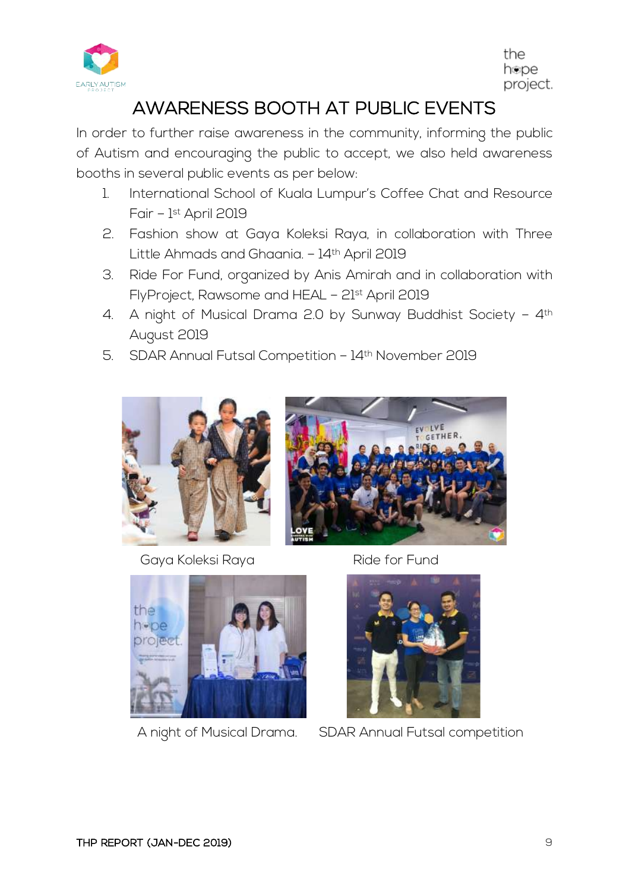# AWARENESS BOOTH AT PUBLIC EVENTS

In order to further raise awareness in the community, informing the public of Autism and encouraging the public to accept, we also held awareness booths in several public events as per below:

1. International School of Kuala Lumpur's Coffee Chat and Resource Fair – 1st April 2019
2. Fashion show at Gaya Koleksi Raya, in collaboration with Three Little Ahmads and Ghaania. – 14th April 2019
3. Ride For Fund, organized by Anis Amirah and in collaboration with FlyProject, Rawsome and HEAL – 21st April 2019
4. A night of Musical Drama 2.0 by Sunway Buddhist Society – 4th August 2019
5. SDAR Annual Futsal Competition – 14th November 2019

Gaya Koleksi Raya

Ride for Fund

A night of Musical Drama.

SDAR Annual Futsal competition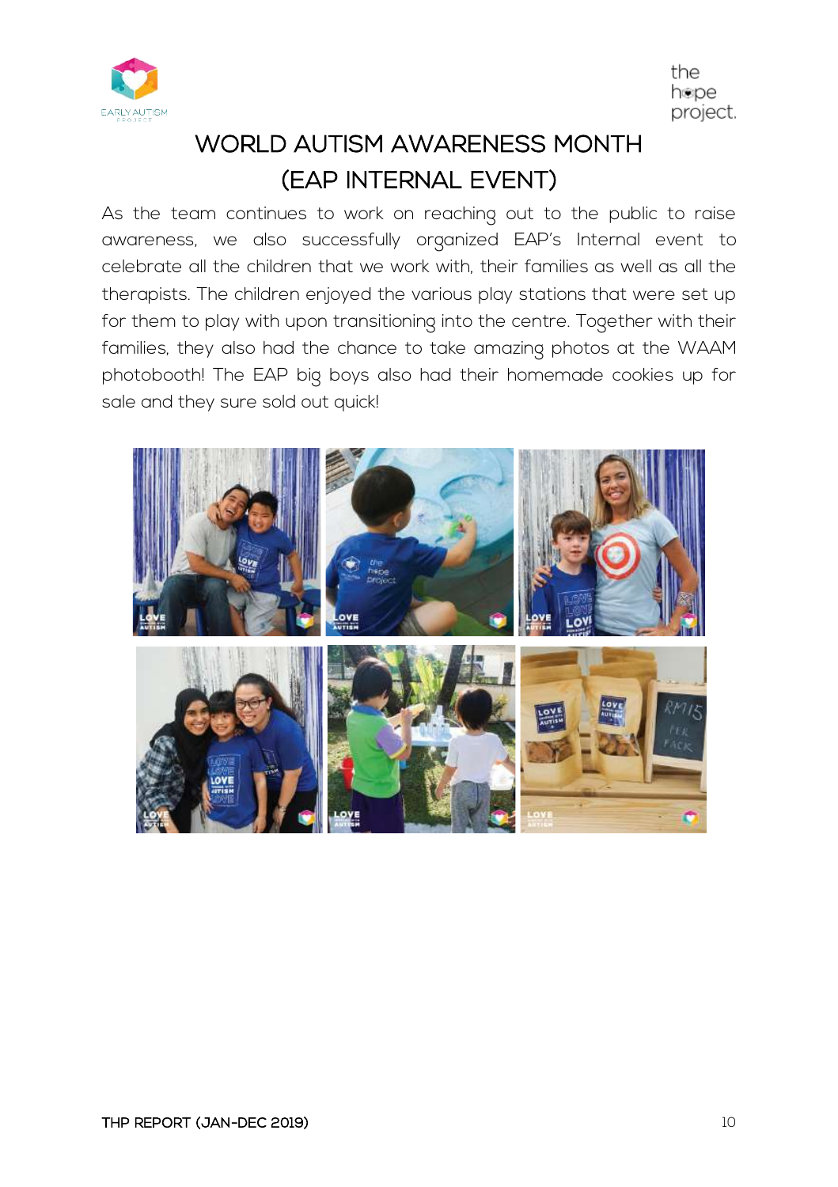# WORLD AUTISM AWARENESS MONTH (EAP INTERNAL EVENT)

As the team continues to work on reaching out to the public to raise awareness, we also successfully organized EAP's Internal event to celebrate all the children that we work with, their families as well as all the therapists. The children enjoyed the various play stations that were set up for them to play with upon transitioning into the centre. Together with their families, they also had the chance to take amazing photos at the WAAM photobooth! The EAP big boys also had their homemade cookies up for sale and they sure sold out quick!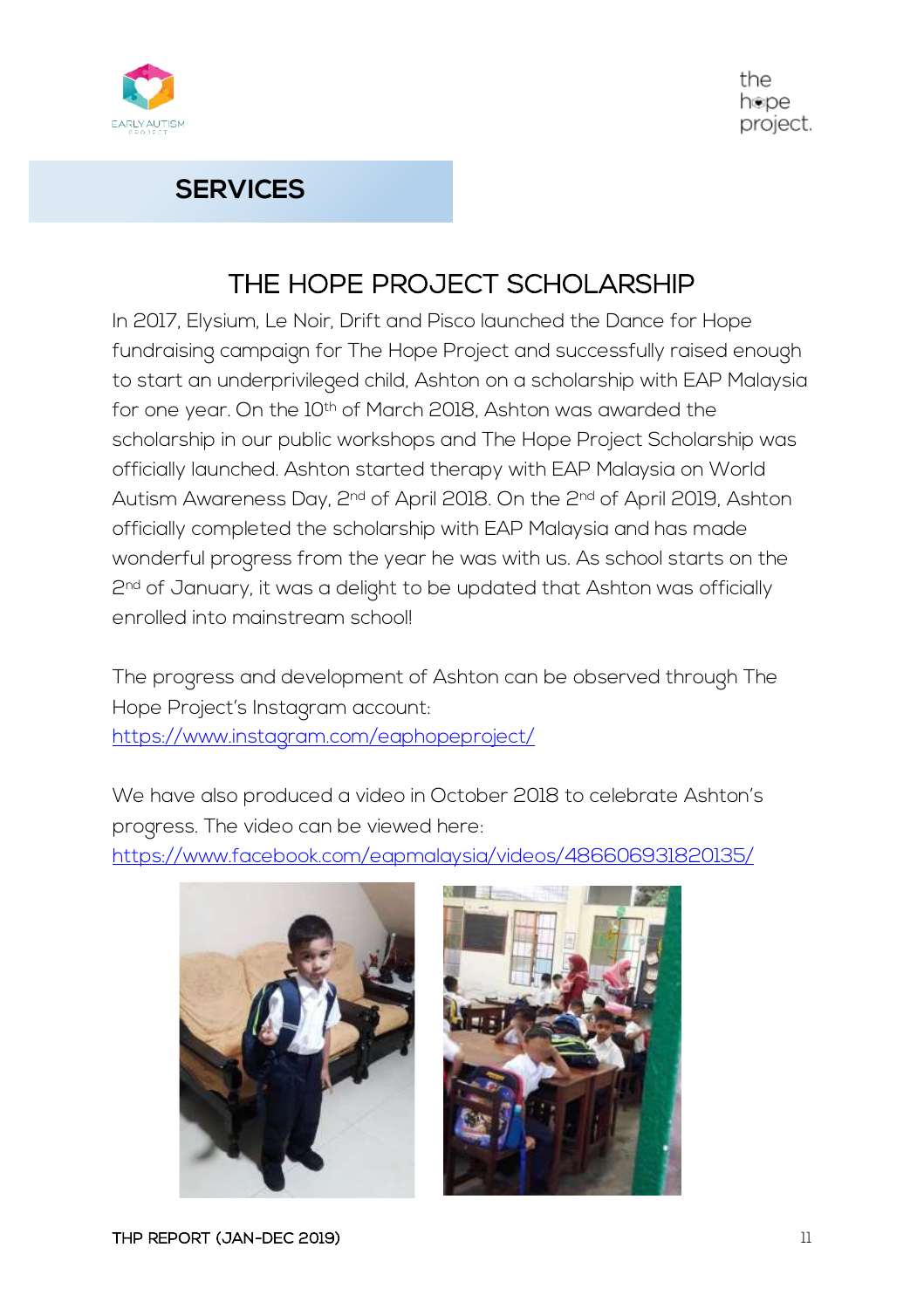## SERVICES

# THE HOPE PROJECT SCHOLARSHIP

In 2017, Elysium, Le Noir, Drift and Pisco launched the Dance for Hope fundraising campaign for The Hope Project and successfully raised enough to start an underprivileged child, Ashton on a scholarship with EAP Malaysia for one year. On the 10th of March 2018, Ashton was awarded the scholarship in our public workshops and The Hope Project Scholarship was officially launched. Ashton started therapy with EAP Malaysia on World Autism Awareness Day, 2nd of April 2018. On the 2nd of April 2019, Ashton officially completed the scholarship with EAP Malaysia and has made wonderful progress from the year he was with us. As school starts on the 2nd of January, it was a delight to be updated that Ashton was officially enrolled into mainstream school!

The progress and development of Ashton can be observed through The Hope Project's Instagram account: https://www.instagram.com/eaphopeproject/

We have also produced a video in October 2018 to celebrate Ashton's progress. The video can be viewed here: https://www.facebook.com/eapmalaysia/videos/486606931820135/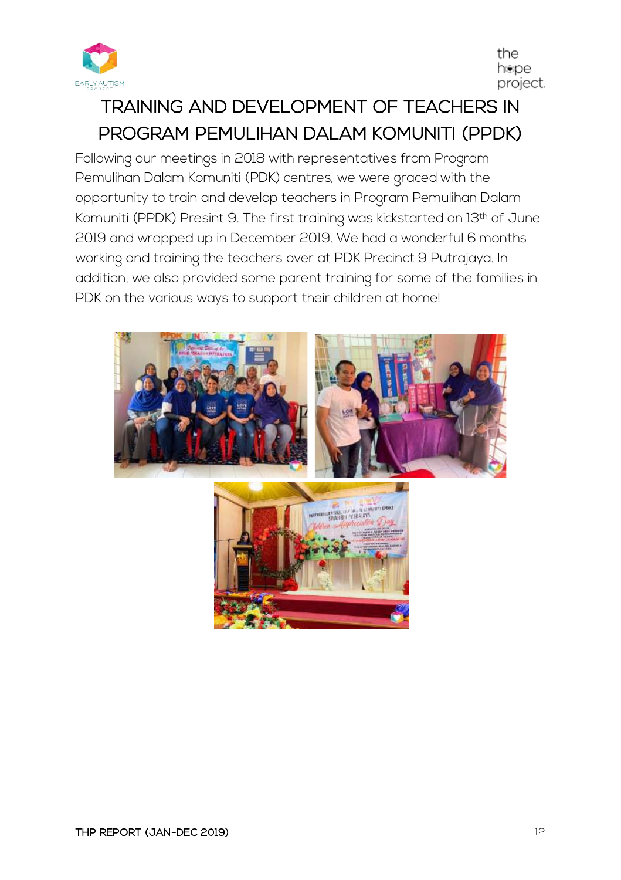# TRAINING AND DEVELOPMENT OF TEACHERS IN PROGRAM PEMULIHAN DALAM KOMUNITI (PPDK)

Following our meetings in 2018 with representatives from Program Pemulihan Dalam Komuniti (PDK) centres, we were graced with the opportunity to train and develop teachers in Program Pemulihan Dalam Komuniti (PPDK) Presint 9. The first training was kickstarted on 13th of June 2019 and wrapped up in December 2019. We had a wonderful 6 months working and training the teachers over at PDK Precinct 9 Putrajaya. In addition, we also provided some parent training for some of the families in PDK on the various ways to support their children at home!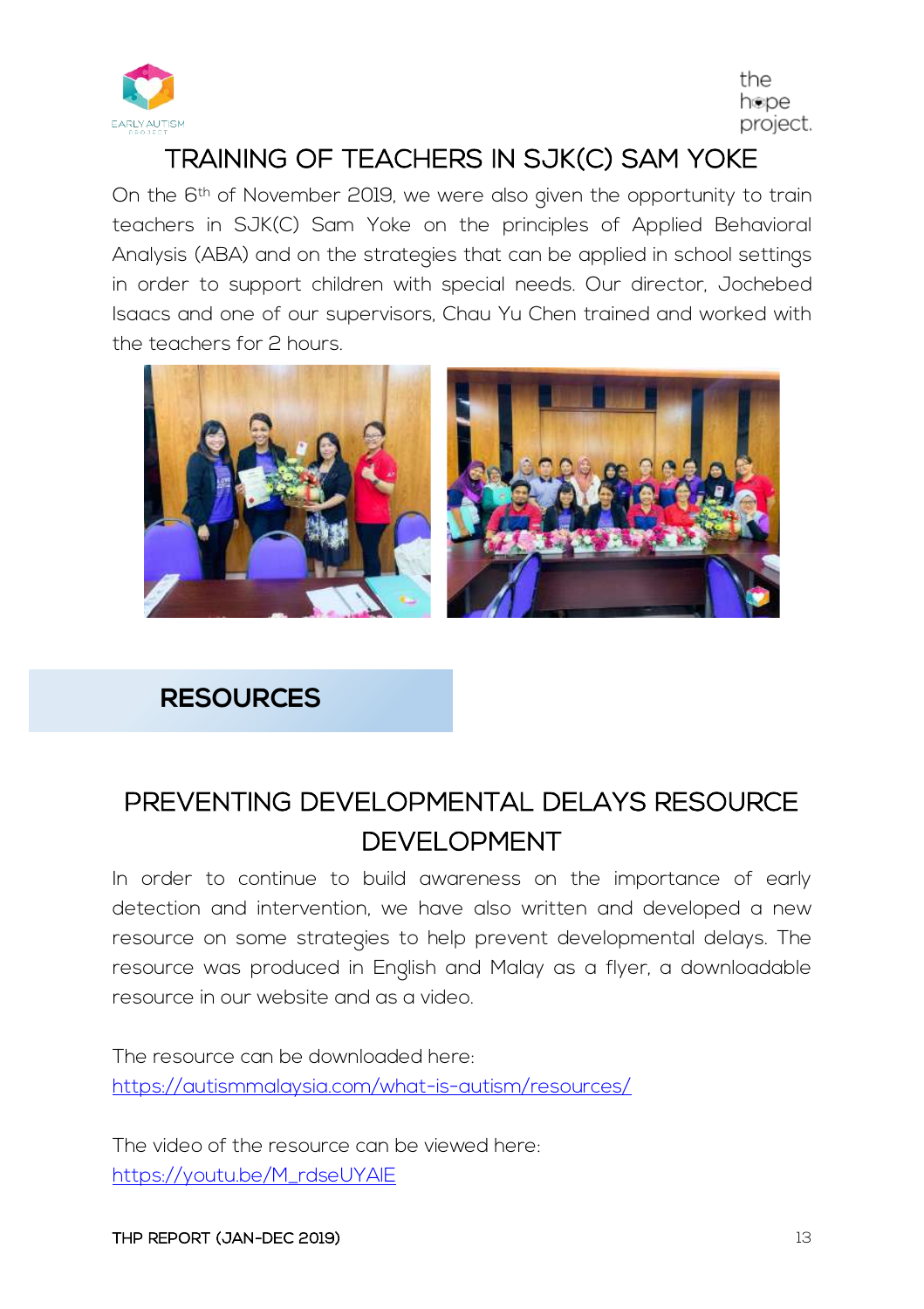# TRAINING OF TEACHERS IN SJK(C) SAM YOKE

On the 6th of November 2019, we were also given the opportunity to train teachers in SJK(C) Sam Yoke on the principles of Applied Behavioral Analysis (ABA) and on the strategies that can be applied in school settings in order to support children with special needs. Our director, Jochebed Isaacs and one of our supervisors, Chau Yu Chen trained and worked with the teachers for 2 hours.

## RESOURCES

# PREVENTING DEVELOPMENTAL DELAYS RESOURCE DEVELOPMENT

In order to continue to build awareness on the importance of early detection and intervention, we have also written and developed a new resource on some strategies to help prevent developmental delays. The resource was produced in English and Malay as a flyer, a downloadable resource in our website and as a video.

The resource can be downloaded here:
https://autismmalaysia.com/what-is-autism/resources/

The video of the resource can be viewed here:
https://youtu.be/M_rdseUYAIE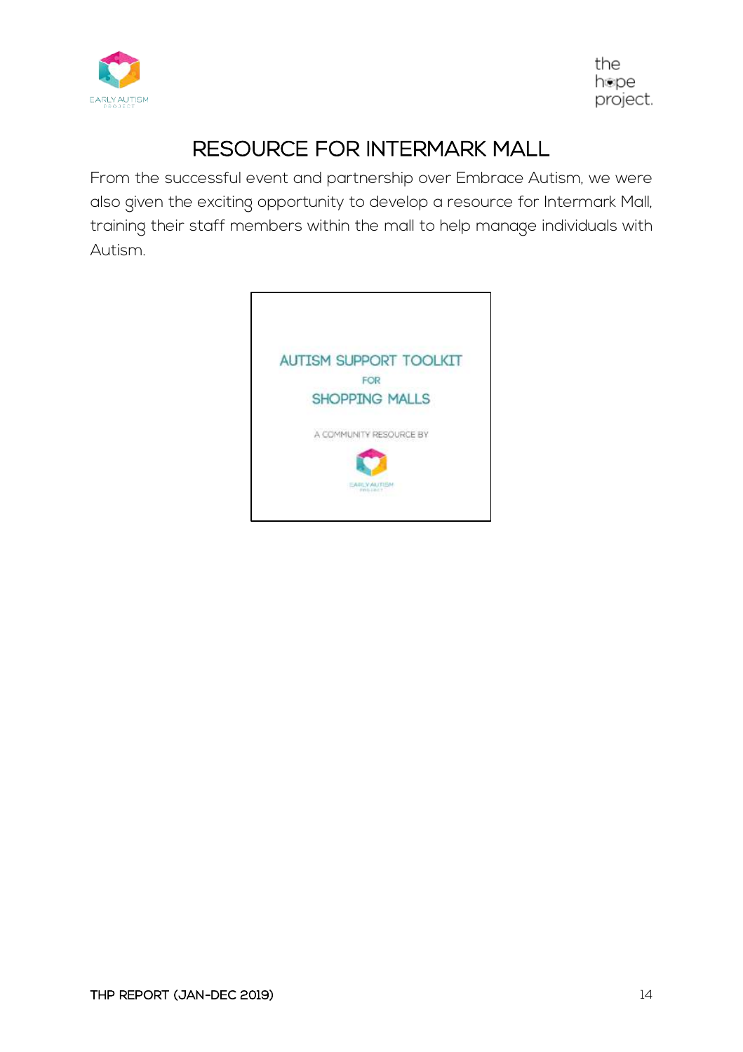# RESOURCE FOR INTERMARK MALL

From the successful event and partnership over Embrace Autism, we were also given the exciting opportunity to develop a resource for Intermark Mall, training their staff members within the mall to help manage individuals with Autism.

AUTISM SUPPORT TOOLKIT

FOR

SHOPPING MALLS

A COMMUNITY RESOURCE BY

EARLY AUTISM PROJECT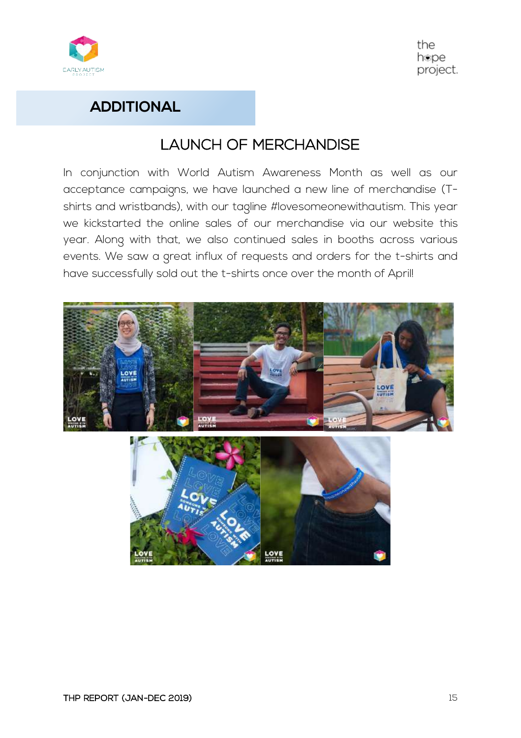## ADDITIONAL

### LAUNCH OF MERCHANDISE

In conjunction with World Autism Awareness Month as well as our acceptance campaigns, we have launched a new line of merchandise (T-shirts and wristbands), with our tagline #lovesomeonewithautism. This year we kickstarted the online sales of our merchandise via our website this year. Along with that, we also continued sales in booths across various events. We saw a great influx of requests and orders for the t-shirts and have successfully sold out the t-shirts once over the month of April!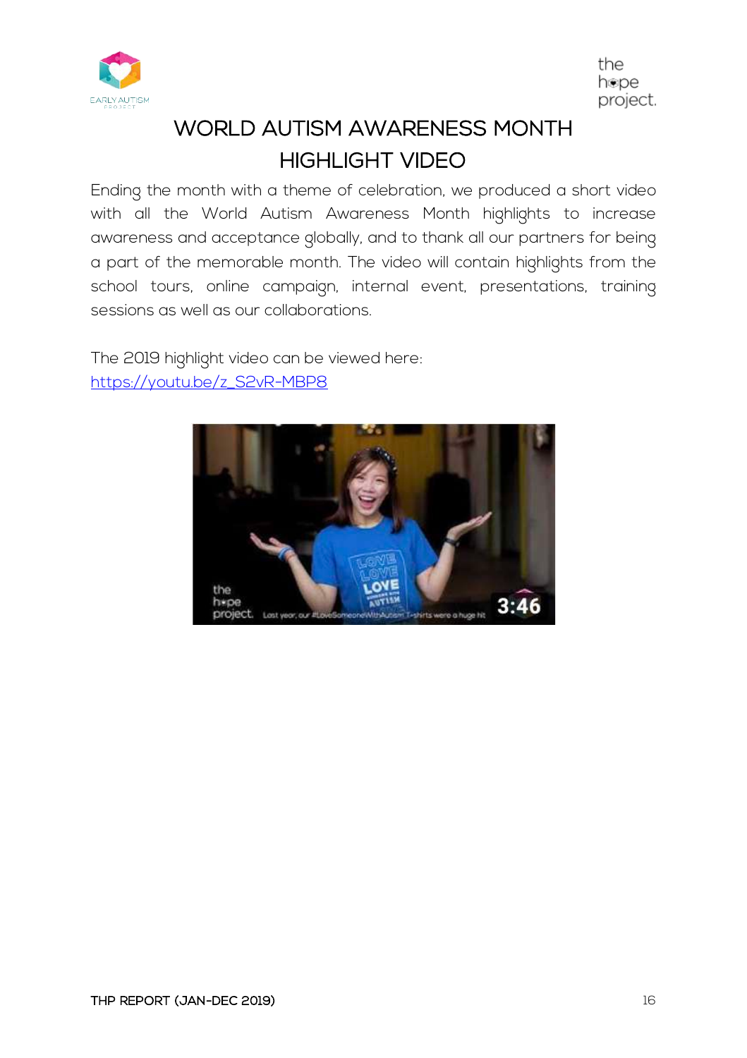# WORLD AUTISM AWARENESS MONTH HIGHLIGHT VIDEO

Ending the month with a theme of celebration, we produced a short video with all the World Autism Awareness Month highlights to increase awareness and acceptance globally, and to thank all our partners for being a part of the memorable month. The video will contain highlights from the school tours, online campaign, internal event, presentations, training sessions as well as our collaborations.

The 2019 highlight video can be viewed here:
https://youtu.be/z_S2vR-MBP8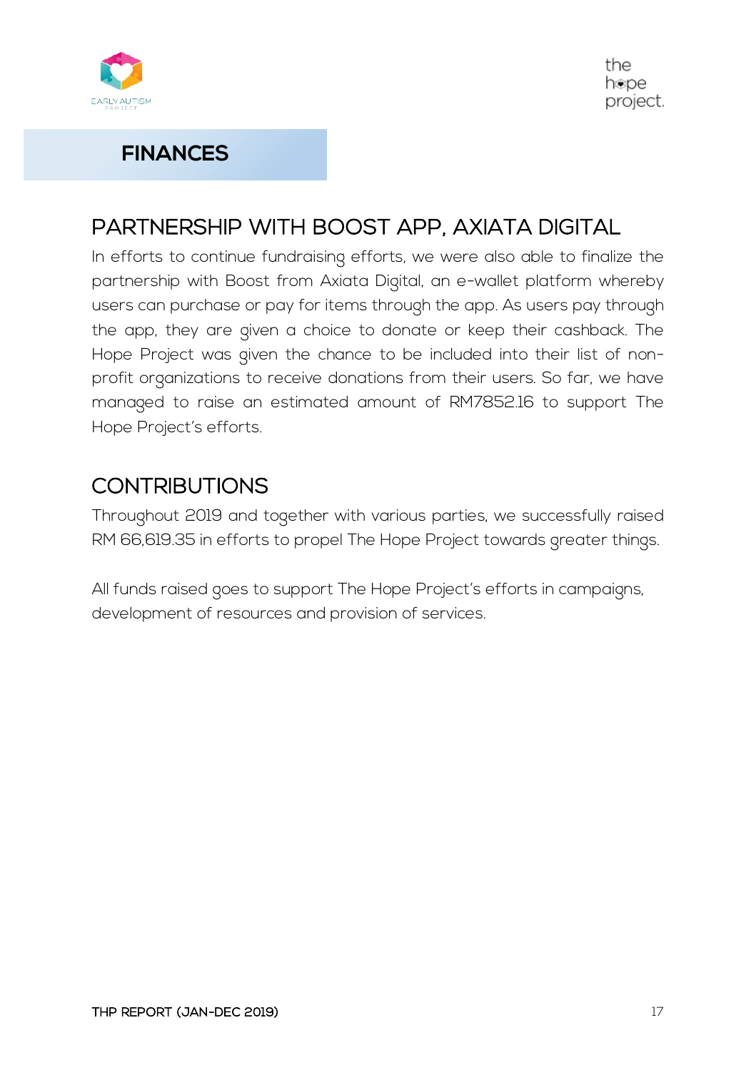# FINANCES

## PARTNERSHIP WITH BOOST APP, AXIATA DIGITAL

In efforts to continue fundraising efforts, we were also able to finalize the partnership with Boost from Axiata Digital, an e-wallet platform whereby users can purchase or pay for items through the app. As users pay through the app, they are given a choice to donate or keep their cashback. The Hope Project was given the chance to be included into their list of non-profit organizations to receive donations from their users. So far, we have managed to raise an estimated amount of RM7852.16 to support The Hope Project's efforts.

## CONTRIBUTIONS

Throughout 2019 and together with various parties, we successfully raised RM 66,619.35 in efforts to propel The Hope Project towards greater things.

All funds raised goes to support The Hope Project's efforts in campaigns, development of resources and provision of services.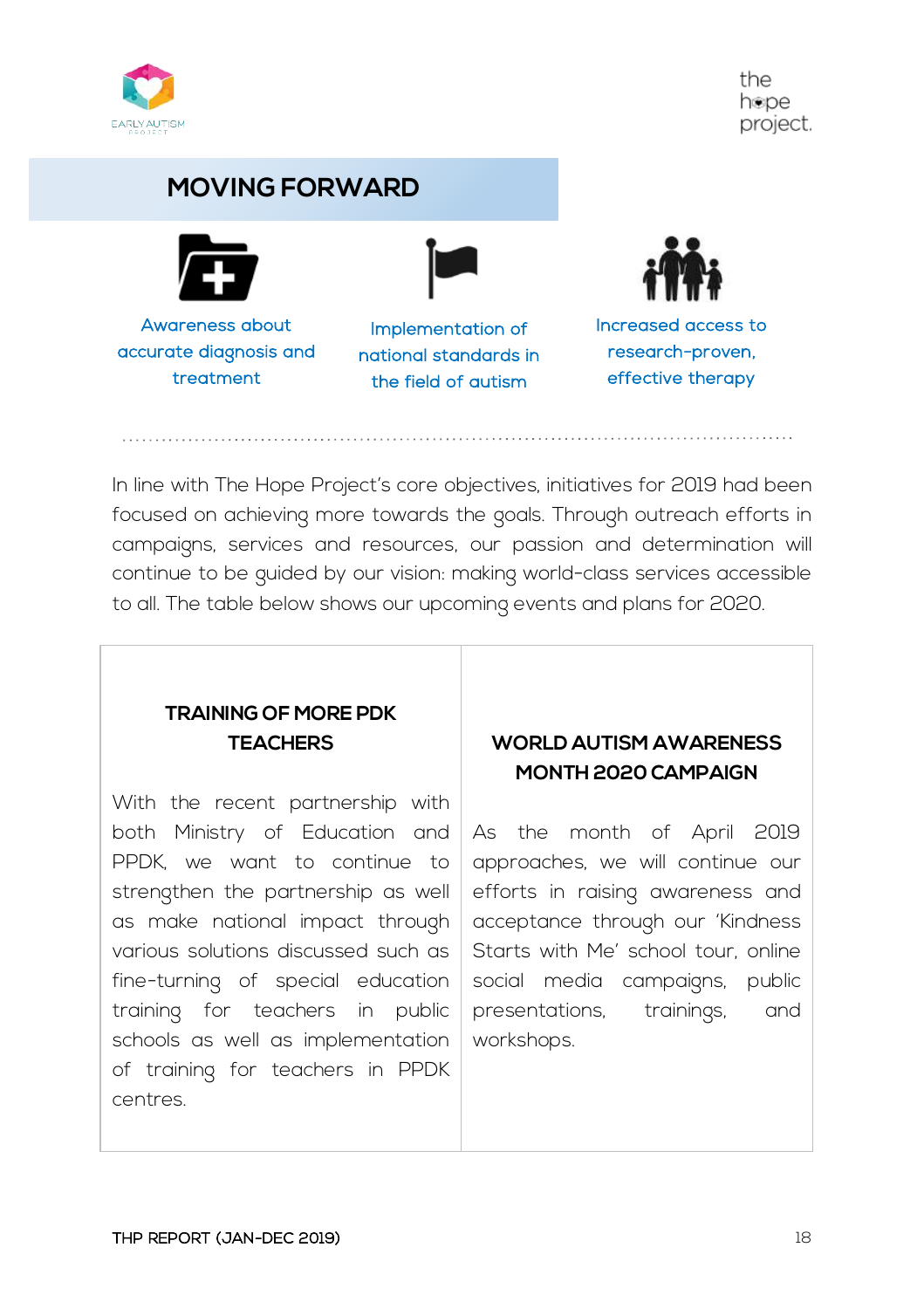## MOVING FORWARD

Awareness about accurate diagnosis and treatment

Implementation of national standards in the field of autism

Increased access to research-proven, effective therapy

In line with The Hope Project's core objectives, initiatives for 2019 had been focused on achieving more towards the goals. Through outreach efforts in campaigns, services and resources, our passion and determination will continue to be guided by our vision: making world-class services accessible to all. The table below shows our upcoming events and plans for 2020.

| TRAINING OF MORE PDK TEACHERS | WORLD AUTISM AWARENESS MONTH 2020 CAMPAIGN |
|---|---|
| With the recent partnership with both Ministry of Education and PPDK, we want to continue to strengthen the partnership as well as make national impact through various solutions discussed such as fine-turning of special education training for teachers in public schools as well as implementation of training for teachers in PPDK centres. | As the month of April 2019 approaches, we will continue our efforts in raising awareness and acceptance through our 'Kindness Starts with Me' school tour, online social media campaigns, public presentations, trainings, and workshops. |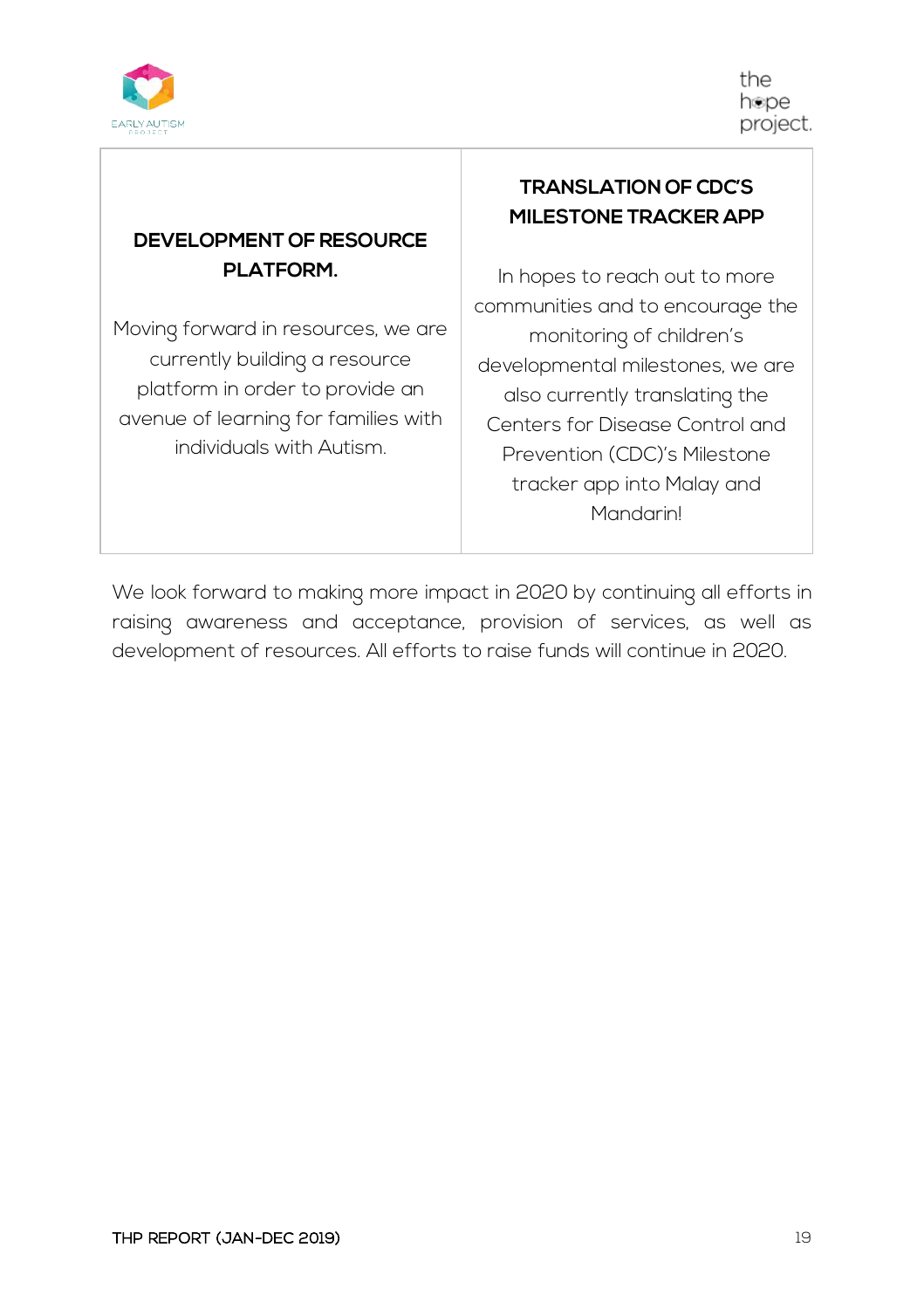| **DEVELOPMENT OF RESOURCE PLATFORM.** | **TRANSLATION OF CDC'S MILESTONE TRACKER APP** |
|---|---|
| Moving forward in resources, we are currently building a resource platform in order to provide an avenue of learning for families with individuals with Autism. | In hopes to reach out to more communities and to encourage the monitoring of children's developmental milestones, we are also currently translating the Centers for Disease Control and Prevention (CDC)'s Milestone tracker app into Malay and Mandarin! |

We look forward to making more impact in 2020 by continuing all efforts in raising awareness and acceptance, provision of services, as well as development of resources. All efforts to raise funds will continue in 2020.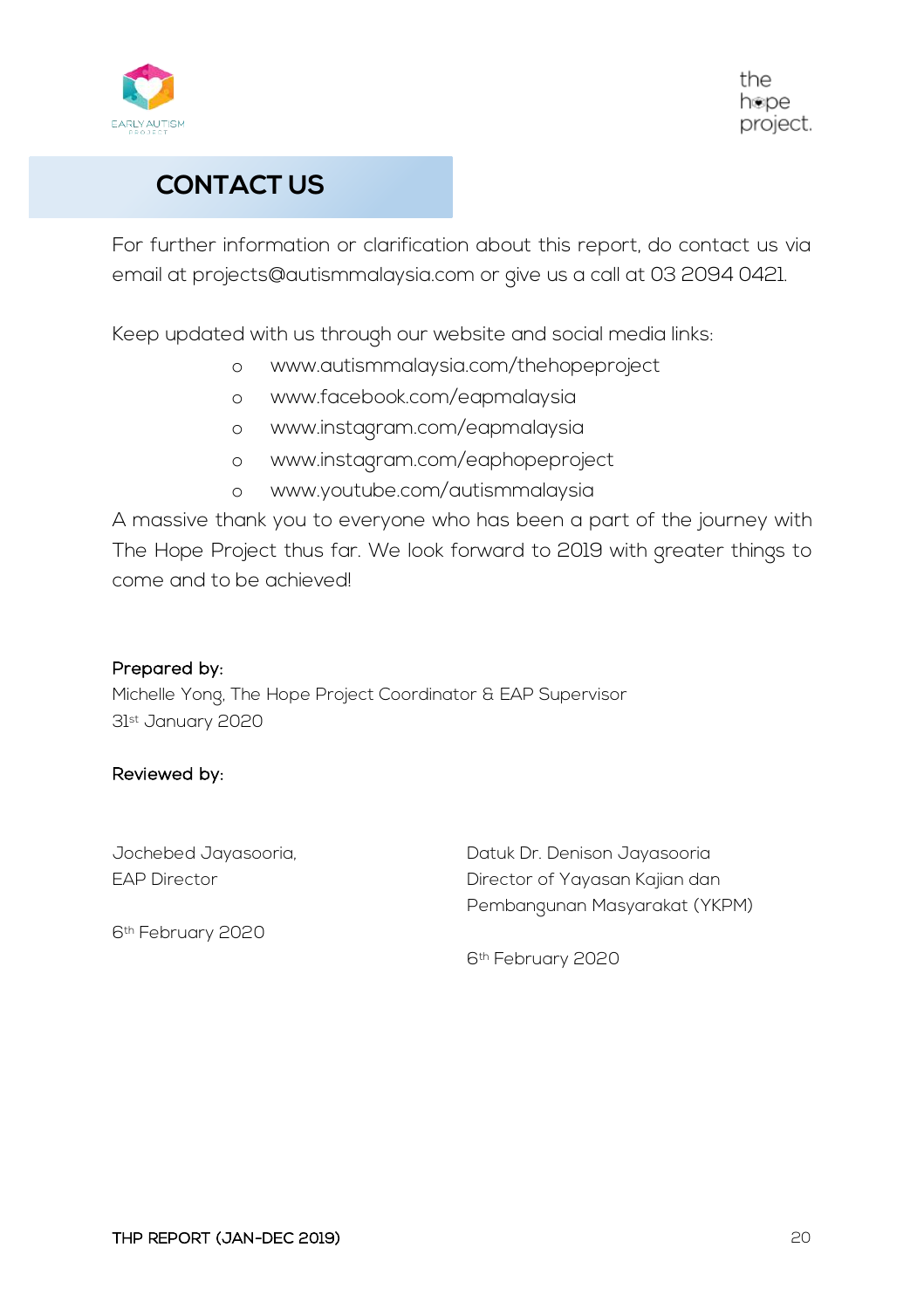## CONTACT US

For further information or clarification about this report, do contact us via email at projects@autismmalaysia.com or give us a call at 03 2094 0421.

Keep updated with us through our website and social media links:

- www.autismmalaysia.com/thehopeproject
- www.facebook.com/eapmalaysia
- www.instagram.com/eapmalaysia
- www.instagram.com/eaphopeproject
- www.youtube.com/autismmalaysia

A massive thank you to everyone who has been a part of the journey with The Hope Project thus far. We look forward to 2019 with greater things to come and to be achieved!

**Prepared by:**
Michelle Yong, The Hope Project Coordinator & EAP Supervisor
31st January 2020

**Reviewed by:**

Jochebed Jayasooria,
EAP Director

6th February 2020

Datuk Dr. Denison Jayasooria
Director of Yayasan Kajian dan Pembangunan Masyarakat (YKPM)

6th February 2020